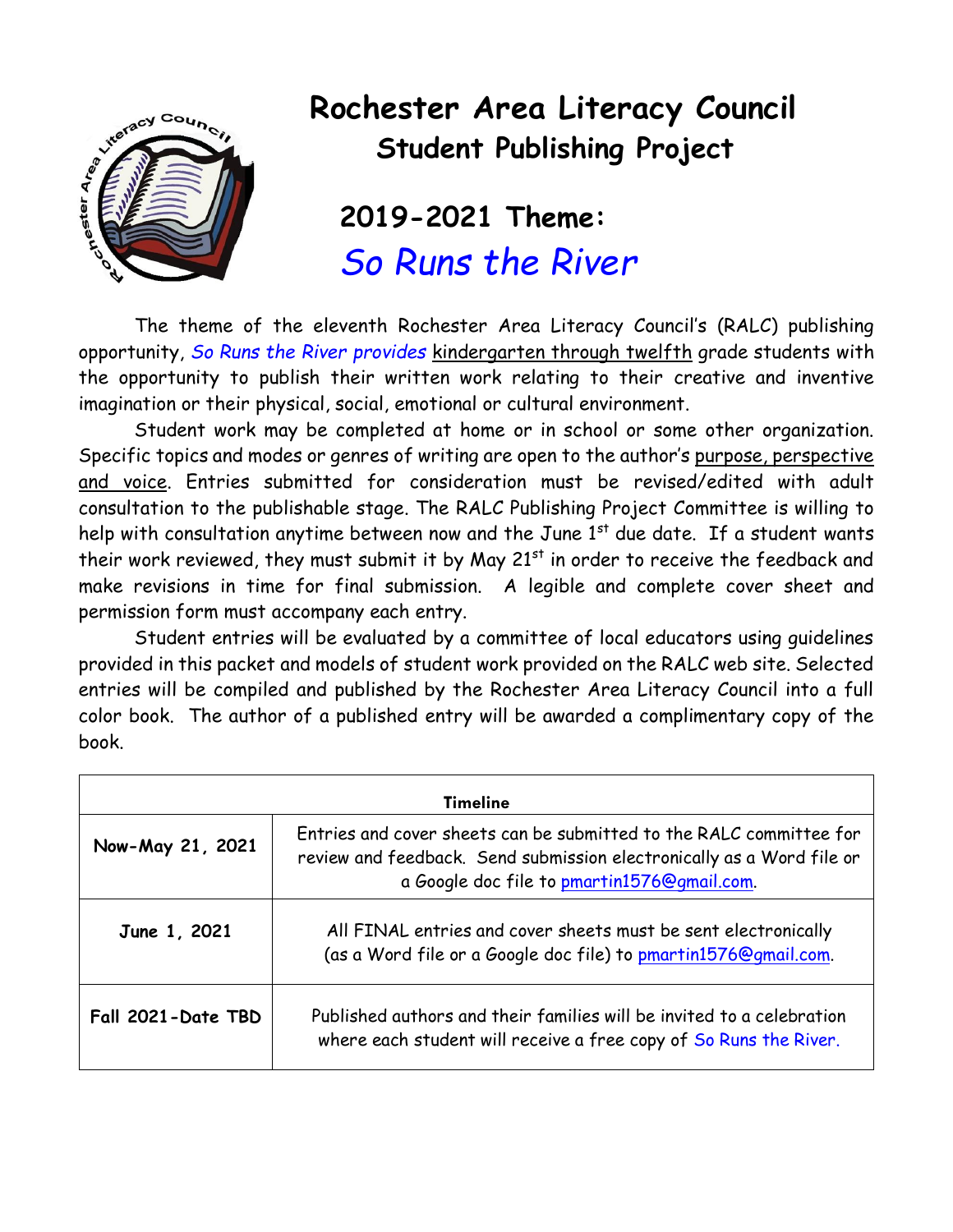# Rochester Area Literacy Council
## Student Publishing Project

## 2019-2021 Theme:
## *So Runs the River*

The theme of the eleventh Rochester Area Literacy Council's (RALC) publishing opportunity, *So Runs the River provides* kindergarten through twelfth grade students with the opportunity to publish their written work relating to their creative and inventive imagination or their physical, social, emotional or cultural environment.

Student work may be completed at home or in school or some other organization. Specific topics and modes or genres of writing are open to the author's purpose, perspective and voice. Entries submitted for consideration must be revised/edited with adult consultation to the publishable stage. The RALC Publishing Project Committee is willing to help with consultation anytime between now and the June 1st due date. If a student wants their work reviewed, they must submit it by May 21st in order to receive the feedback and make revisions in time for final submission. A legible and complete cover sheet and permission form must accompany each entry.

Student entries will be evaluated by a committee of local educators using guidelines provided in this packet and models of student work provided on the RALC web site. Selected entries will be compiled and published by the Rochester Area Literacy Council into a full color book. The author of a published entry will be awarded a complimentary copy of the book.

| Timeline | |
|---|---|
| **Now-May 21, 2021** | Entries and cover sheets can be submitted to the RALC committee for review and feedback. Send submission electronically as a Word file or a Google doc file to pmartin1576@gmail.com. |
| **June 1, 2021** | All FINAL entries and cover sheets must be sent electronically (as a Word file or a Google doc file) to pmartin1576@gmail.com. |
| **Fall 2021-Date TBD** | Published authors and their families will be invited to a celebration where each student will receive a free copy of So Runs the River. |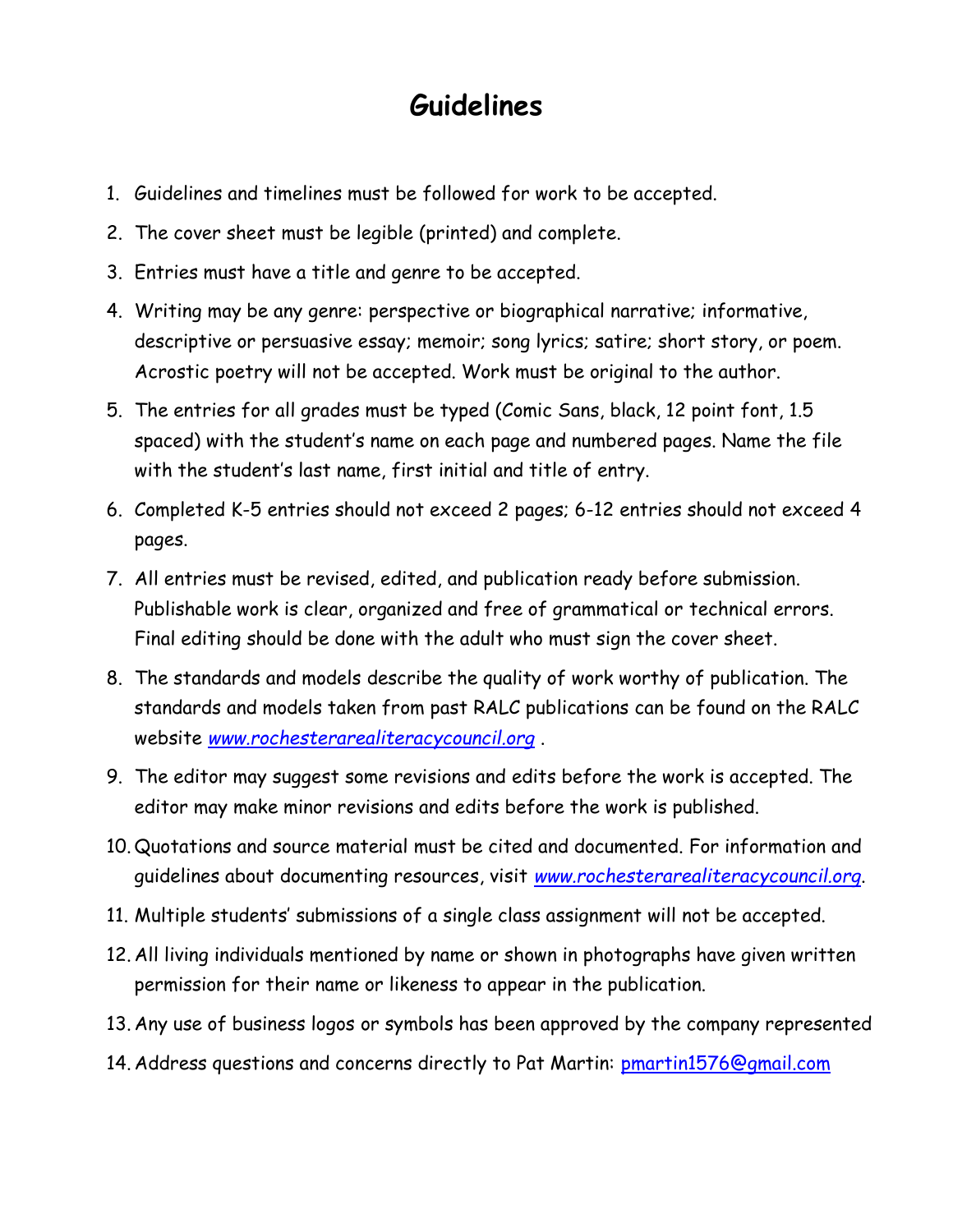# Guidelines

1. Guidelines and timelines must be followed for work to be accepted.
2. The cover sheet must be legible (printed) and complete.
3. Entries must have a title and genre to be accepted.
4. Writing may be any genre: perspective or biographical narrative; informative, descriptive or persuasive essay; memoir; song lyrics; satire; short story, or poem. Acrostic poetry will not be accepted. Work must be original to the author.
5. The entries for all grades must be typed (Comic Sans, black, 12 point font, 1.5 spaced) with the student's name on each page and numbered pages. Name the file with the student's last name, first initial and title of entry.
6. Completed K-5 entries should not exceed 2 pages; 6-12 entries should not exceed 4 pages.
7. All entries must be revised, edited, and publication ready before submission. Publishable work is clear, organized and free of grammatical or technical errors. Final editing should be done with the adult who must sign the cover sheet.
8. The standards and models describe the quality of work worthy of publication. The standards and models taken from past RALC publications can be found on the RALC website *www.rochesterarealiteracycouncil.org* .
9. The editor may suggest some revisions and edits before the work is accepted. The editor may make minor revisions and edits before the work is published.
10. Quotations and source material must be cited and documented. For information and guidelines about documenting resources, visit *www.rochesterarealiteracycouncil.org*.
11. Multiple students' submissions of a single class assignment will not be accepted.
12. All living individuals mentioned by name or shown in photographs have given written permission for their name or likeness to appear in the publication.
13. Any use of business logos or symbols has been approved by the company represented
14. Address questions and concerns directly to Pat Martin: pmartin1576@gmail.com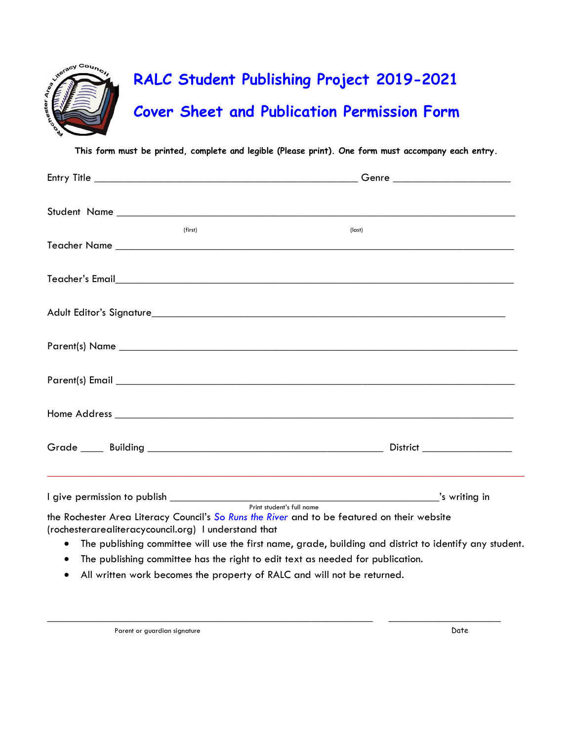# RALC Student Publishing Project 2019-2021

## Cover Sheet and Publication Permission Form

**This form must be printed, complete and legible (Please print). One form must accompany each entry.**

Entry Title ______________________________________________ Genre ____________________

Student Name ______________________________________________________________________

(first) (last)

Teacher Name ______________________________________________________________________

Teacher's Email_____________________________________________________________________

Adult Editor's Signature______________________________________________________________

Parent(s) Name ____________________________________________________________________

Parent(s) Email ____________________________________________________________________

Home Address _____________________________________________________________________

Grade ____ Building ________________________________________ District _______________

---

I give permission to publish _____________________________________________'s writing in

Print student's full name

the Rochester Area Literacy Council's *So Runs the River* and to be featured on their website (rochesterarealiteracycouncil.org) I understand that

- The publishing committee will use the first name, grade, building and district to identify any student.
- The publishing committee has the right to edit text as needed for publication.
- All written work becomes the property of RALC and will not be returned.

_________________________________________________________ ____________________

Parent or guardian signature Date